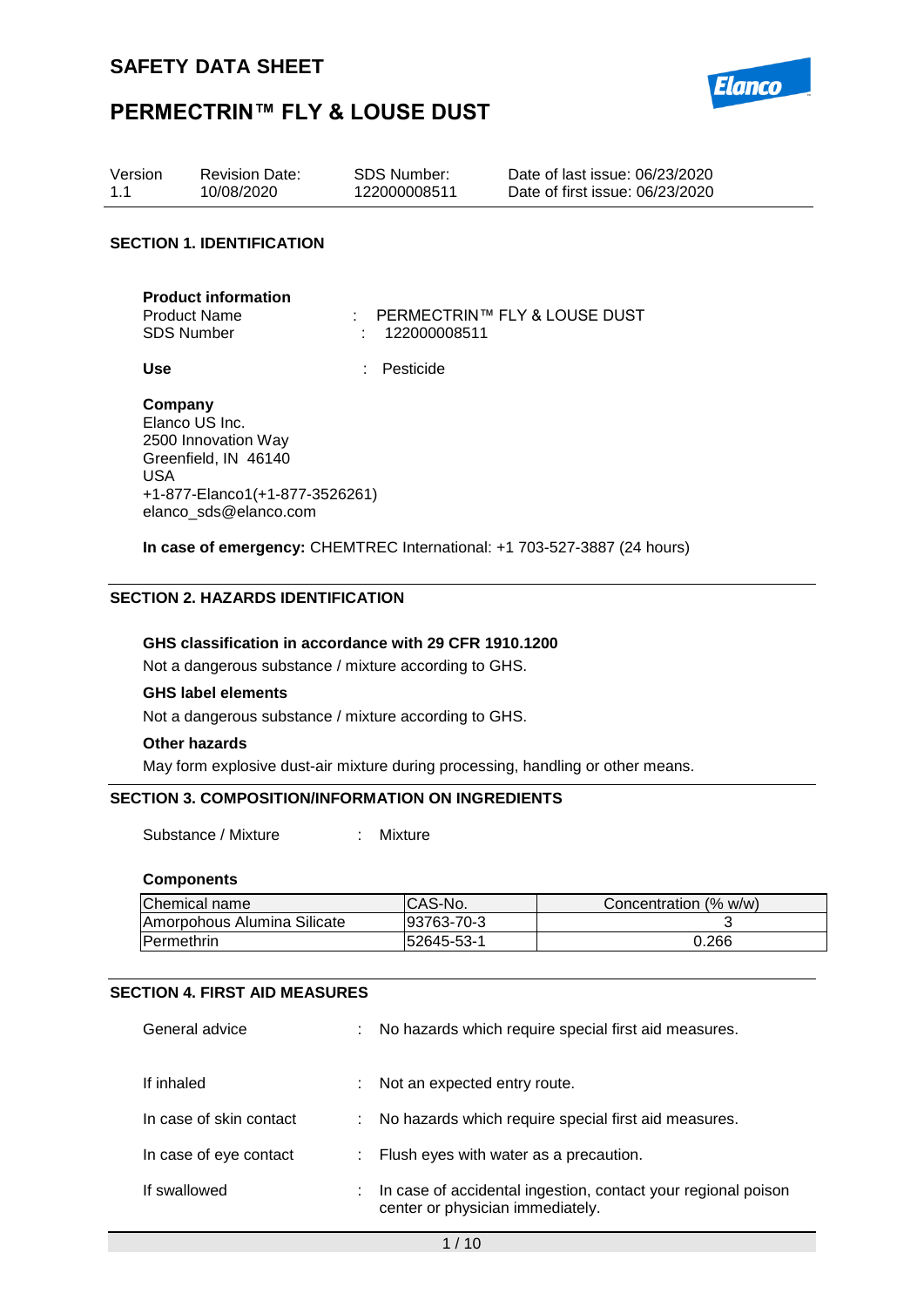# SAFETY DATA SHEET

# PERMECTRIN™ FLY & LOUSE DUST

| Version | Revision Date: | SDS Number: | Date of last issue: 06/23/2020 |
|---|---|---|---|
| 1.1 | 10/08/2020 | 122000008511 | Date of first issue: 06/23/2020 |

## SECTION 1. IDENTIFICATION

**Product information**

Product Name : PERMECTRIN™ FLY & LOUSE DUST

SDS Number : 122000008511

**Use** : Pesticide

**Company**

Elanco US Inc.
2500 Innovation Way
Greenfield, IN 46140
USA
+1-877-Elanco1(+1-877-3526261)
elanco_sds@elanco.com

**In case of emergency:** CHEMTREC International: +1 703-527-3887 (24 hours)

## SECTION 2. HAZARDS IDENTIFICATION

**GHS classification in accordance with 29 CFR 1910.1200**

Not a dangerous substance / mixture according to GHS.

**GHS label elements**

Not a dangerous substance / mixture according to GHS.

**Other hazards**

May form explosive dust-air mixture during processing, handling or other means.

## SECTION 3. COMPOSITION/INFORMATION ON INGREDIENTS

Substance / Mixture : Mixture

**Components**

| Chemical name | CAS-No. | Concentration (% w/w) |
|---|---|---|
| Amorpohous Alumina Silicate | 93763-70-3 | 3 |
| Permethrin | 52645-53-1 | 0.266 |

## SECTION 4. FIRST AID MEASURES

General advice : No hazards which require special first aid measures.

If inhaled : Not an expected entry route.

In case of skin contact : No hazards which require special first aid measures.

In case of eye contact : Flush eyes with water as a precaution.

If swallowed : In case of accidental ingestion, contact your regional poison center or physician immediately.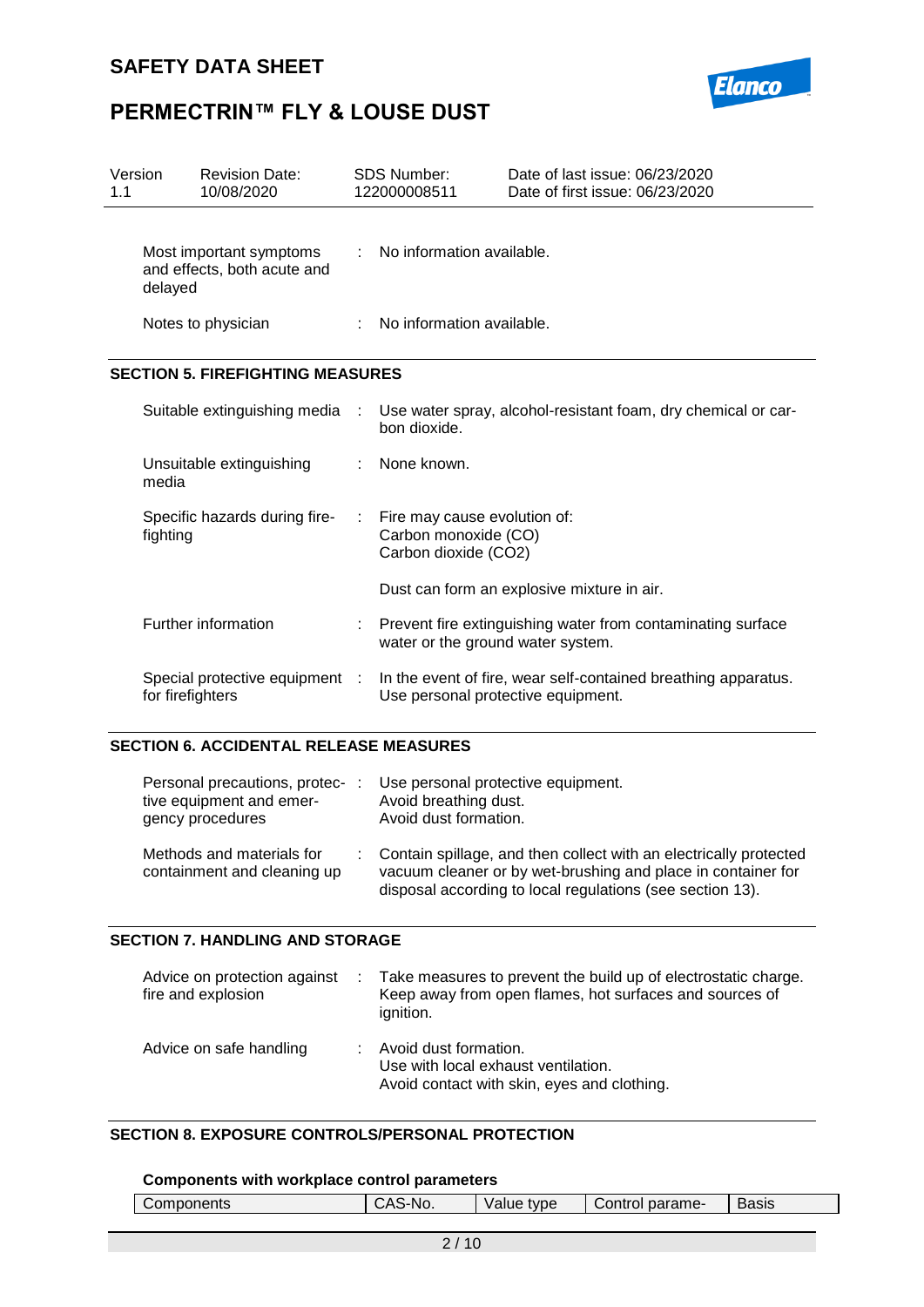| Most important symptoms and effects, both acute and delayed | : | No information available. |
|---|---|---|
| Notes to physician | : | No information available. |

## SECTION 5. FIREFIGHTING MEASURES

| Suitable extinguishing media | : | Use water spray, alcohol-resistant foam, dry chemical or carbon dioxide. |
|---|---|---|
| Unsuitable extinguishing media | : | None known. |
| Specific hazards during firefighting | : | Fire may cause evolution of:<br>Carbon monoxide (CO)<br>Carbon dioxide ($CO_2$)<br><br>Dust can form an explosive mixture in air. |
| Further information | : | Prevent fire extinguishing water from contaminating surface water or the ground water system. |
| Special protective equipment for firefighters | : | In the event of fire, wear self-contained breathing apparatus.<br>Use personal protective equipment. |

## SECTION 6. ACCIDENTAL RELEASE MEASURES

| Personal precautions, protective equipment and emergency procedures | : | Use personal protective equipment.<br>Avoid breathing dust.<br>Avoid dust formation. |
|---|---|---|
| Methods and materials for containment and cleaning up | : | Contain spillage, and then collect with an electrically protected vacuum cleaner or by wet-brushing and place in container for disposal according to local regulations (see section 13). |

## SECTION 7. HANDLING AND STORAGE

| Advice on protection against fire and explosion | : | Take measures to prevent the build up of electrostatic charge.<br>Keep away from open flames, hot surfaces and sources of ignition. |
|---|---|---|
| Advice on safe handling | : | Avoid dust formation.<br>Use with local exhaust ventilation.<br>Avoid contact with skin, eyes and clothing. |

## SECTION 8. EXPOSURE CONTROLS/PERSONAL PROTECTION

**Components with workplace control parameters**

| Components | CAS-No. | Value type | Control parame- | Basis |
|---|---|---|---|---|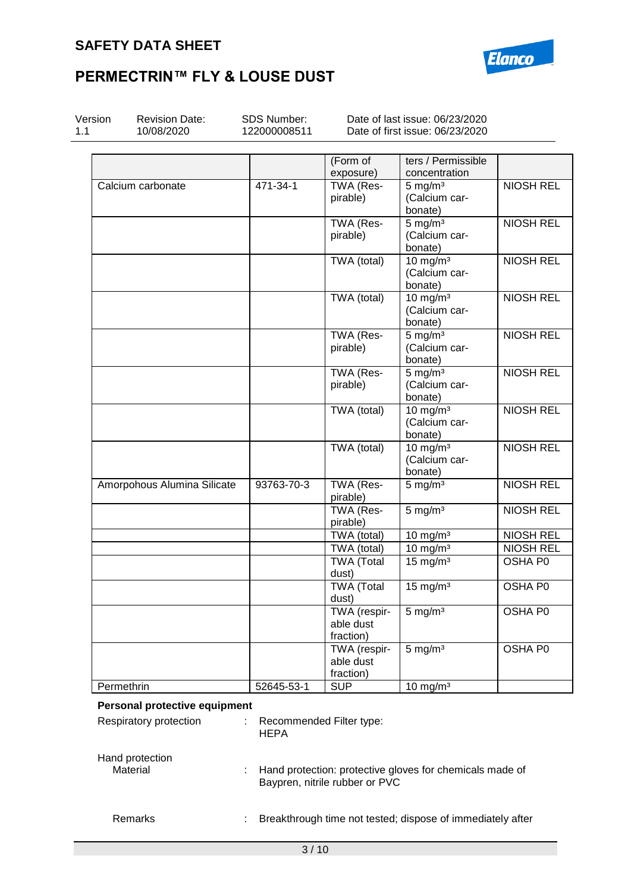| | | (Form of exposure) | ters / Permissible concentration | |
|---|---|---|---|---|
| Calcium carbonate | 471-34-1 | TWA (Respirable) | 5 mg/m³ (Calcium carbonate) | NIOSH REL |
| | | TWA (Respirable) | 5 mg/m³ (Calcium carbonate) | NIOSH REL |
| | | TWA (total) | 10 mg/m³ (Calcium carbonate) | NIOSH REL |
| | | TWA (total) | 10 mg/m³ (Calcium carbonate) | NIOSH REL |
| | | TWA (Respirable) | 5 mg/m³ (Calcium carbonate) | NIOSH REL |
| | | TWA (Respirable) | 5 mg/m³ (Calcium carbonate) | NIOSH REL |
| | | TWA (total) | 10 mg/m³ (Calcium carbonate) | NIOSH REL |
| | | TWA (total) | 10 mg/m³ (Calcium carbonate) | NIOSH REL |
| Amorpohous Alumina Silicate | 93763-70-3 | TWA (Respirable) | 5 mg/m³ | NIOSH REL |
| | | TWA (Respirable) | 5 mg/m³ | NIOSH REL |
| | | TWA (total) | 10 mg/m³ | NIOSH REL |
| | | TWA (total) | 10 mg/m³ | NIOSH REL |
| | | TWA (Total dust) | 15 mg/m³ | OSHA P0 |
| | | TWA (Total dust) | 15 mg/m³ | OSHA P0 |
| | | TWA (respirable dust fraction) | 5 mg/m³ | OSHA P0 |
| | | TWA (respirable dust fraction) | 5 mg/m³ | OSHA P0 |
| Permethrin | 52645-53-1 | SUP | 10 mg/m³ | |

**Personal protective equipment**

Respiratory protection : Recommended Filter type: HEPA

Hand protection

Material : Hand protection: protective gloves for chemicals made of Baypren, nitrile rubber or PVC

Remarks : Breakthrough time not tested; dispose of immediately after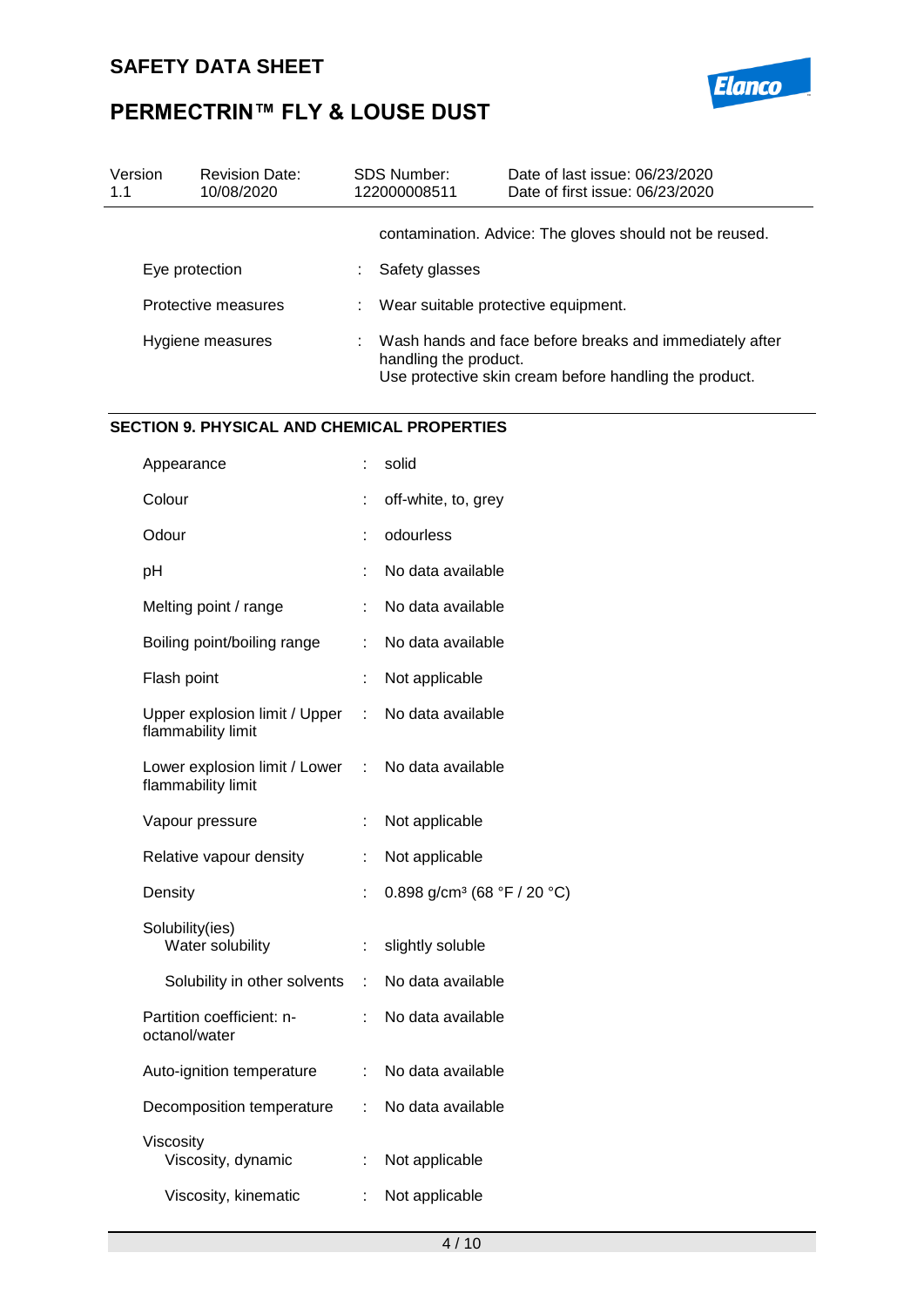| | | |
|---|---|---|
| | | contamination. Advice: The gloves should not be reused. |
| Eye protection | : | Safety glasses |
| Protective measures | : | Wear suitable protective equipment. |
| Hygiene measures | : | Wash hands and face before breaks and immediately after handling the product.<br>Use protective skin cream before handling the product. |

## SECTION 9. PHYSICAL AND CHEMICAL PROPERTIES

| | | |
|---|---|---|
| Appearance | : | solid |
| Colour | : | off-white, to, grey |
| Odour | : | odourless |
| pH | : | No data available |
| Melting point / range | : | No data available |
| Boiling point/boiling range | : | No data available |
| Flash point | : | Not applicable |
| Upper explosion limit / Upper flammability limit | : | No data available |
| Lower explosion limit / Lower flammability limit | : | No data available |
| Vapour pressure | : | Not applicable |
| Relative vapour density | : | Not applicable |
| Density | : | 0.898 g/cm³ (68 °F / 20 °C) |
| Solubility(ies)<br>Water solubility | : | slightly soluble |
| Solubility in other solvents | : | No data available |
| Partition coefficient: n-octanol/water | : | No data available |
| Auto-ignition temperature | : | No data available |
| Decomposition temperature | : | No data available |
| Viscosity<br>Viscosity, dynamic | : | Not applicable |
| Viscosity, kinematic | : | Not applicable |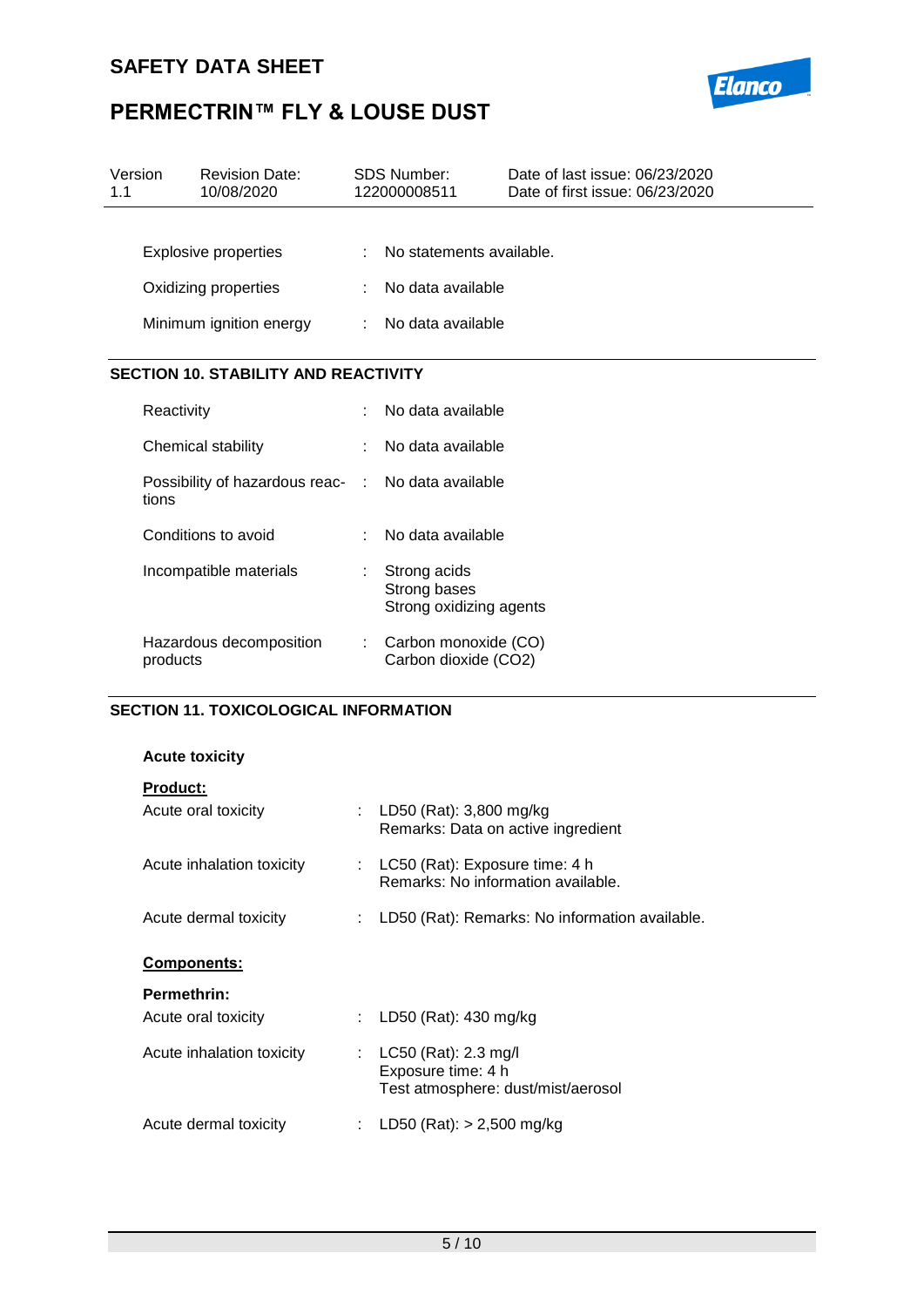| | | |
|---|---|---|
| Explosive properties | : | No statements available. |
| Oxidizing properties | : | No data available |
| Minimum ignition energy | : | No data available |

## SECTION 10. STABILITY AND REACTIVITY

| | | |
|---|---|---|
| Reactivity | : | No data available |
| Chemical stability | : | No data available |
| Possibility of hazardous reactions | : | No data available |
| Conditions to avoid | : | No data available |
| Incompatible materials | : | Strong acids<br>Strong bases<br>Strong oxidizing agents |
| Hazardous decomposition products | : | Carbon monoxide (CO)<br>Carbon dioxide ($CO_2$) |

## SECTION 11. TOXICOLOGICAL INFORMATION

**Acute toxicity**

**Product:**

| | | |
|---|---|---|
| Acute oral toxicity | : | LD50 (Rat): 3,800 mg/kg<br>Remarks: Data on active ingredient |
| Acute inhalation toxicity | : | LC50 (Rat): Exposure time: 4 h<br>Remarks: No information available. |
| Acute dermal toxicity | : | LD50 (Rat): Remarks: No information available. |

**Components:**

**Permethrin:**

| | | |
|---|---|---|
| Acute oral toxicity | : | LD50 (Rat): 430 mg/kg |
| Acute inhalation toxicity | : | LC50 (Rat): 2.3 mg/l<br>Exposure time: 4 h<br>Test atmosphere: dust/mist/aerosol |
| Acute dermal toxicity | : | LD50 (Rat): > 2,500 mg/kg |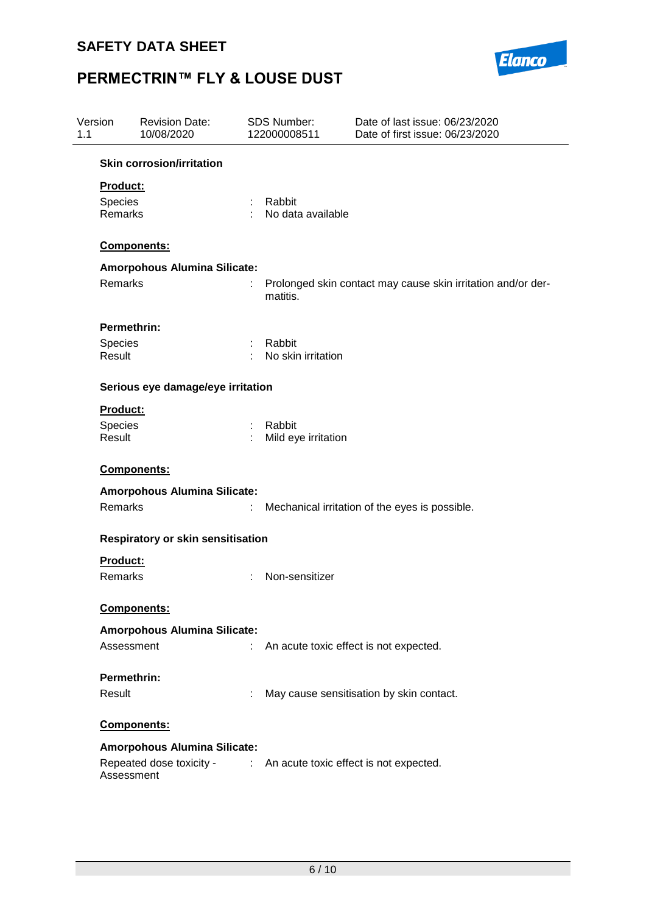**Skin corrosion/irritation**

**Product:**

Species : Rabbit
Remarks : No data available

**Components:**

**Amorpohous Alumina Silicate:**

Remarks : Prolonged skin contact may cause skin irritation and/or dermatitis.

**Permethrin:**

Species : Rabbit
Result : No skin irritation

**Serious eye damage/eye irritation**

**Product:**

Species : Rabbit
Result : Mild eye irritation

**Components:**

**Amorpohous Alumina Silicate:**

Remarks : Mechanical irritation of the eyes is possible.

**Respiratory or skin sensitisation**

**Product:**

Remarks : Non-sensitizer

**Components:**

**Amorpohous Alumina Silicate:**

Assessment : An acute toxic effect is not expected.

**Permethrin:**

Result : May cause sensitisation by skin contact.

**Components:**

**Amorpohous Alumina Silicate:**

Repeated dose toxicity - Assessment : An acute toxic effect is not expected.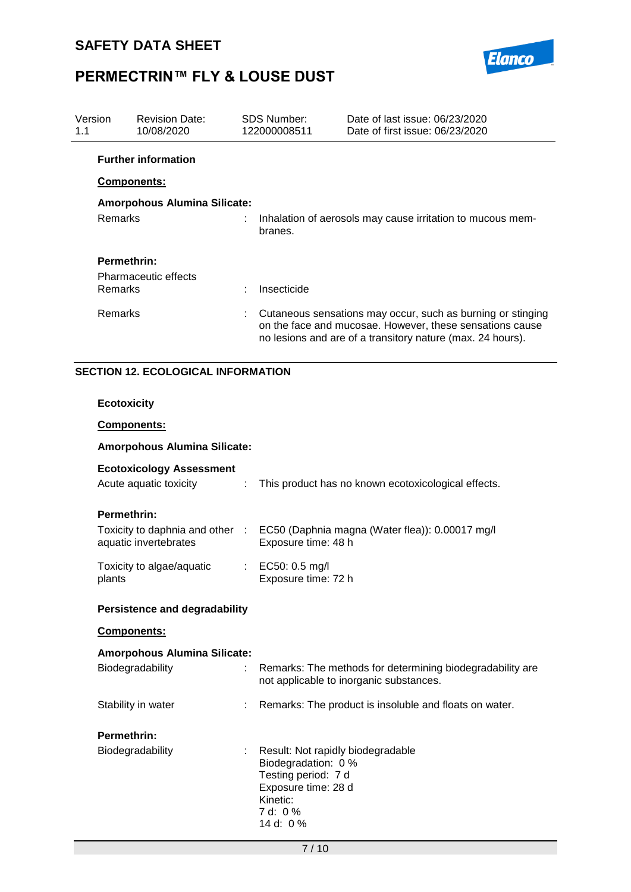**Further information**

**Components:**

**Amorpohous Alumina Silicate:**

| | | |
|---|---|---|
| Remarks | : | Inhalation of aerosols may cause irritation to mucous membranes. |

**Permethrin:**

| | | |
|---|---|---|
| Pharmaceutic effects Remarks | : | Insecticide |
| Remarks | : | Cutaneous sensations may occur, such as burning or stinging on the face and mucosae. However, these sensations cause no lesions and are of a transitory nature (max. 24 hours). |

## SECTION 12. ECOLOGICAL INFORMATION

**Ecotoxicity**

**Components:**

**Amorpohous Alumina Silicate:**

**Ecotoxicology Assessment**

| | | |
|---|---|---|
| Acute aquatic toxicity | : | This product has no known ecotoxicological effects. |

**Permethrin:**

| | | |
|---|---|---|
| Toxicity to daphnia and other aquatic invertebrates | : | EC50 (Daphnia magna (Water flea)): 0.00017 mg/l<br>Exposure time: 48 h |
| Toxicity to algae/aquatic plants | : | EC50: 0.5 mg/l<br>Exposure time: 72 h |

**Persistence and degradability**

**Components:**

**Amorpohous Alumina Silicate:**

| | | |
|---|---|---|
| Biodegradability | : | Remarks: The methods for determining biodegradability are not applicable to inorganic substances. |
| Stability in water | : | Remarks: The product is insoluble and floats on water. |

**Permethrin:**

| | | |
|---|---|---|
| Biodegradability | : | Result: Not rapidly biodegradable<br>Biodegradation: 0 %<br>Testing period: 7 d<br>Exposure time: 28 d<br>Kinetic:<br>7 d: 0 %<br>14 d: 0 % |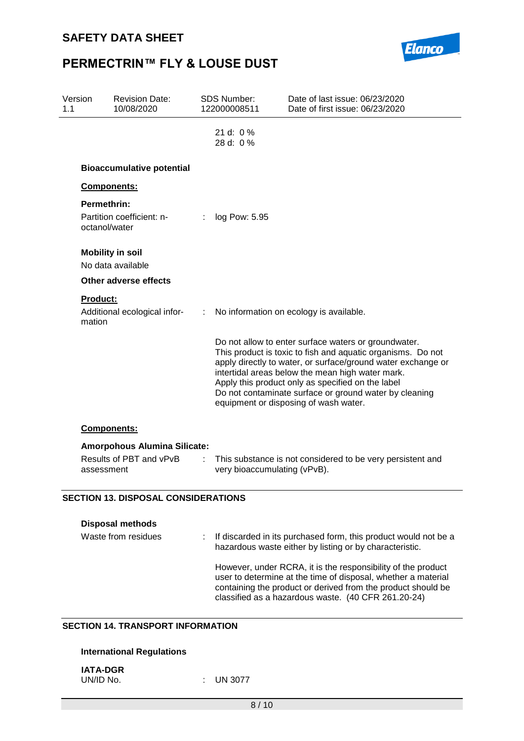21 d: 0 %
28 d: 0 %

**Bioaccumulative potential**

**Components:**

**Permethrin:**

Partition coefficient: n-octanol/water : log Pow: 5.95

**Mobility in soil**

No data available

**Other adverse effects**

**Product:**

Additional ecological information : No information on ecology is available.

Do not allow to enter surface waters or groundwater.
This product is toxic to fish and aquatic organisms. Do not apply directly to water, or surface/ground water exchange or intertidal areas below the mean high water mark.
Apply this product only as specified on the label
Do not contaminate surface or ground water by cleaning equipment or disposing of wash water.

**Components:**

**Amorpohous Alumina Silicate:**

Results of PBT and vPvB assessment : This substance is not considered to be very persistent and very bioaccumulating (vPvB).

## SECTION 13. DISPOSAL CONSIDERATIONS

**Disposal methods**

Waste from residues : If discarded in its purchased form, this product would not be a hazardous waste either by listing or by characteristic.

However, under RCRA, it is the responsibility of the product user to determine at the time of disposal, whether a material containing the product or derived from the product should be classified as a hazardous waste. (40 CFR 261.20-24)

## SECTION 14. TRANSPORT INFORMATION

**International Regulations**

**IATA-DGR**
UN/ID No. : UN 3077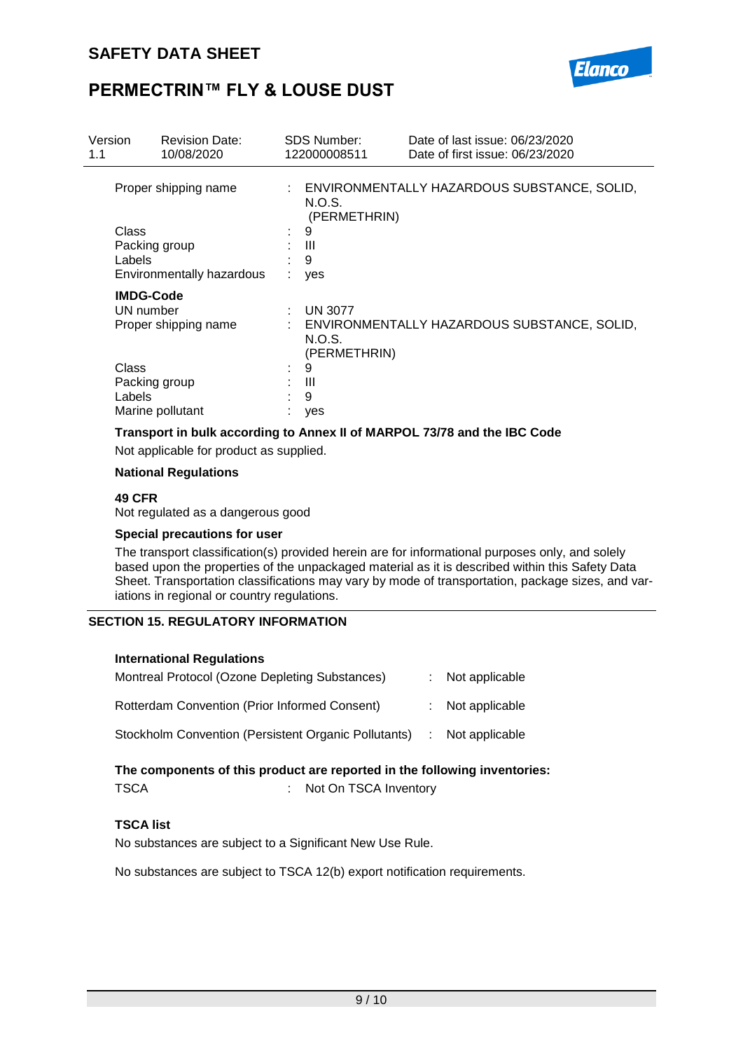| Version 1.1 | Revision Date: 10/08/2020 | SDS Number: 122000008511 | Date of last issue: 06/23/2020 Date of first issue: 06/23/2020 |
|---|---|---|---|

Proper shipping name : ENVIRONMENTALLY HAZARDOUS SUBSTANCE, SOLID, N.O.S. (PERMETHRIN)

Class : 9

Packing group : III

Labels : 9

Environmentally hazardous : yes

**IMDG-Code**

UN number : UN 3077

Proper shipping name : ENVIRONMENTALLY HAZARDOUS SUBSTANCE, SOLID, N.O.S. (PERMETHRIN)

Class : 9

Packing group : III

Labels : 9

Marine pollutant : yes

**Transport in bulk according to Annex II of MARPOL 73/78 and the IBC Code**

Not applicable for product as supplied.

**National Regulations**

**49 CFR**

Not regulated as a dangerous good

**Special precautions for user**

The transport classification(s) provided herein are for informational purposes only, and solely based upon the properties of the unpackaged material as it is described within this Safety Data Sheet. Transportation classifications may vary by mode of transportation, package sizes, and variations in regional or country regulations.

## SECTION 15. REGULATORY INFORMATION

**International Regulations**

Montreal Protocol (Ozone Depleting Substances) : Not applicable

Rotterdam Convention (Prior Informed Consent) : Not applicable

Stockholm Convention (Persistent Organic Pollutants) : Not applicable

**The components of this product are reported in the following inventories:**

TSCA : Not On TSCA Inventory

**TSCA list**

No substances are subject to a Significant New Use Rule.

No substances are subject to TSCA 12(b) export notification requirements.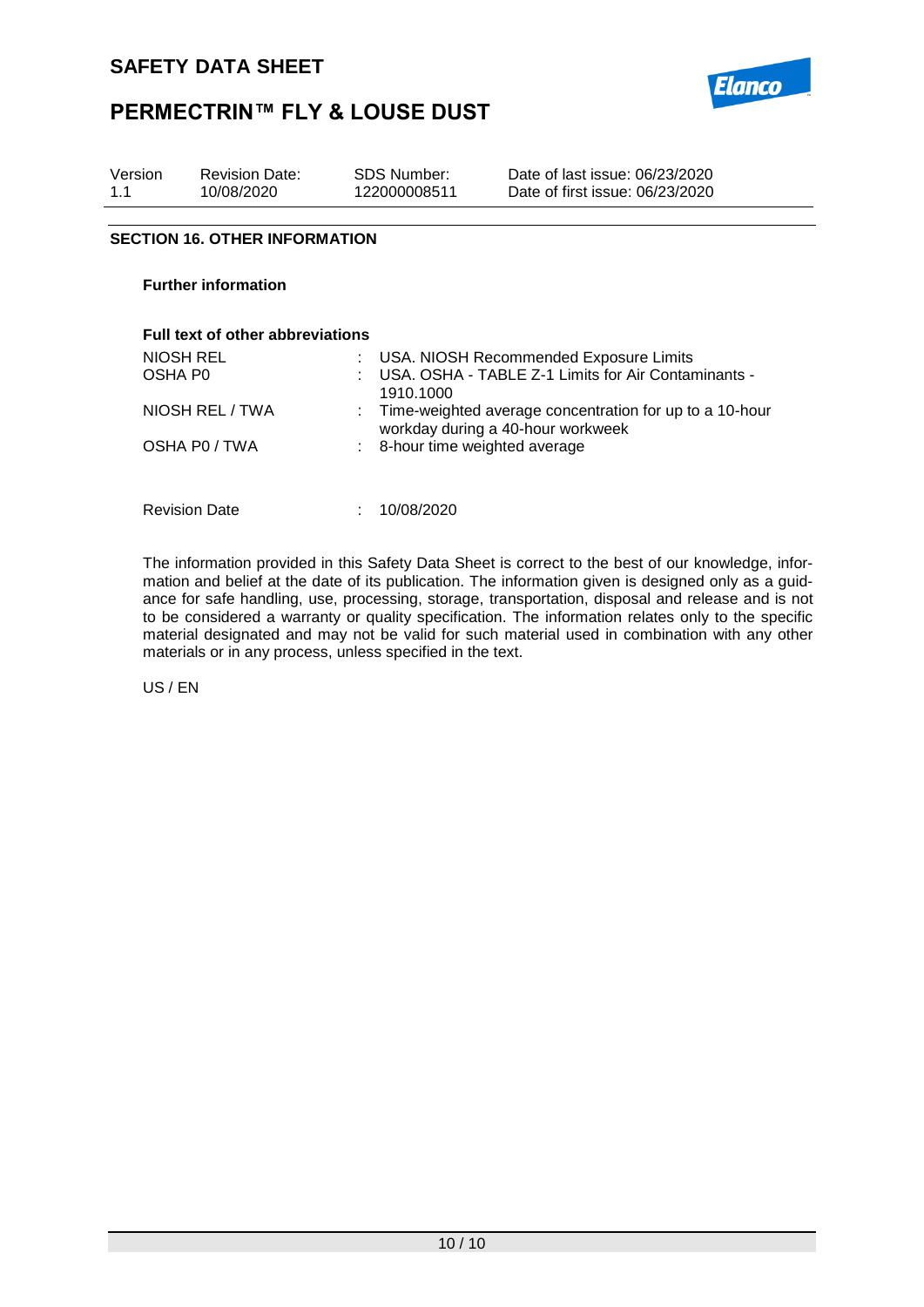## SECTION 16. OTHER INFORMATION

### Further information

**Full text of other abbreviations**

| | | |
|---|---|---|
| NIOSH REL | : | USA. NIOSH Recommended Exposure Limits |
| OSHA P0 | : | USA. OSHA - TABLE Z-1 Limits for Air Contaminants - 1910.1000 |
| NIOSH REL / TWA | : | Time-weighted average concentration for up to a 10-hour workday during a 40-hour workweek |
| OSHA P0 / TWA | : | 8-hour time weighted average |

Revision Date : 10/08/2020

The information provided in this Safety Data Sheet is correct to the best of our knowledge, information and belief at the date of its publication. The information given is designed only as a guidance for safe handling, use, processing, storage, transportation, disposal and release and is not to be considered a warranty or quality specification. The information relates only to the specific material designated and may not be valid for such material used in combination with any other materials or in any process, unless specified in the text.

US / EN